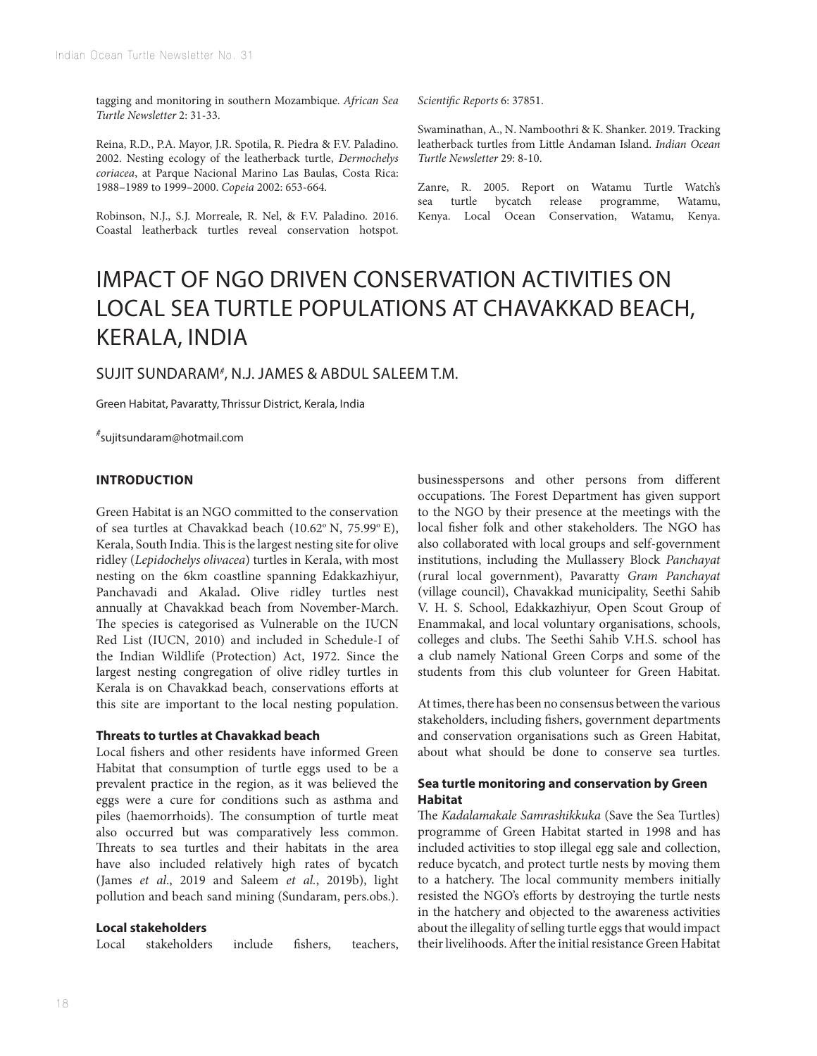tagging and monitoring in southern Mozambique. *African Sea Turtle Newsletter* 2: 31-33.

Reina, R.D., P.A. Mayor, J.R. Spotila, R. Piedra & F.V. Paladino. 2002. Nesting ecology of the leatherback turtle, *Dermochelys coriacea*, at Parque Nacional Marino Las Baulas, Costa Rica: 1988–1989 to 1999–2000. *Copeia* 2002: 653-664.

Robinson, N.J., S.J. Morreale, R. Nel, & F.V. Paladino. 2016. Coastal leatherback turtles reveal conservation hotspot. *Scientific Reports* 6: 37851.

Swaminathan, A., N. Namboothri & K. Shanker. 2019. Tracking leatherback turtles from Little Andaman Island. *Indian Ocean Turtle Newsletter* 29: 8-10.

Zanre, R. 2005. Report on Watamu Turtle Watch's sea turtle bycatch release programme, Watamu, Kenya. Local Ocean Conservation, Watamu, Kenya.

# IMPACT OF NGO DRIVEN CONSERVATION ACTIVITIES ON LOCAL SEA TURTLE POPULATIONS AT CHAVAKKAD BEACH, KERALA, INDIA

SUJIT SUNDARAM[#], N.J. JAMES & ABDUL SALEEM T.M.

Green Habitat, Pavaratty, Thrissur District, Kerala, India

[#]sujitsundaram@hotmail.com

## INTRODUCTION

Green Habitat is an NGO committed to the conservation of sea turtles at Chavakkad beach (10.62º N, 75.99º E), Kerala, South India. This is the largest nesting site for olive ridley (*Lepidochelys olivacea*) turtles in Kerala, with most nesting on the 6km coastline spanning Edakkazhiyur, Panchavadi and Akalad**.** Olive ridley turtles nest annually at Chavakkad beach from November-March. The species is categorised as Vulnerable on the IUCN Red List (IUCN, 2010) and included in Schedule-I of the Indian Wildlife (Protection) Act, 1972. Since the largest nesting congregation of olive ridley turtles in Kerala is on Chavakkad beach, conservations efforts at this site are important to the local nesting population.

### Threats to turtles at Chavakkad beach

Local fishers and other residents have informed Green Habitat that consumption of turtle eggs used to be a prevalent practice in the region, as it was believed the eggs were a cure for conditions such as asthma and piles (haemorrhoids). The consumption of turtle meat also occurred but was comparatively less common. Threats to sea turtles and their habitats in the area have also included relatively high rates of bycatch (James *et al*., 2019 and Saleem *et al.*, 2019b), light pollution and beach sand mining (Sundaram, pers.obs.).

### Local stakeholders

Local stakeholders include fishers, teachers, businesspersons and other persons from different occupations. The Forest Department has given support to the NGO by their presence at the meetings with the local fisher folk and other stakeholders. The NGO has also collaborated with local groups and self-government institutions, including the Mullassery Block *Panchayat* (rural local government), Pavaratty *Gram Panchayat* (village council), Chavakkad municipality, Seethi Sahib V. H. S. School, Edakkazhiyur, Open Scout Group of Enammakal, and local voluntary organisations, schools, colleges and clubs. The Seethi Sahib V.H.S. school has a club namely National Green Corps and some of the students from this club volunteer for Green Habitat.

At times, there has been no consensus between the various stakeholders, including fishers, government departments and conservation organisations such as Green Habitat, about what should be done to conserve sea turtles.

### Sea turtle monitoring and conservation by Green Habitat

The *Kadalamakale Samrashikkuka* (Save the Sea Turtles) programme of Green Habitat started in 1998 and has included activities to stop illegal egg sale and collection, reduce bycatch, and protect turtle nests by moving them to a hatchery. The local community members initially resisted the NGO's efforts by destroying the turtle nests in the hatchery and objected to the awareness activities about the illegality of selling turtle eggs that would impact their livelihoods. After the initial resistance Green Habitat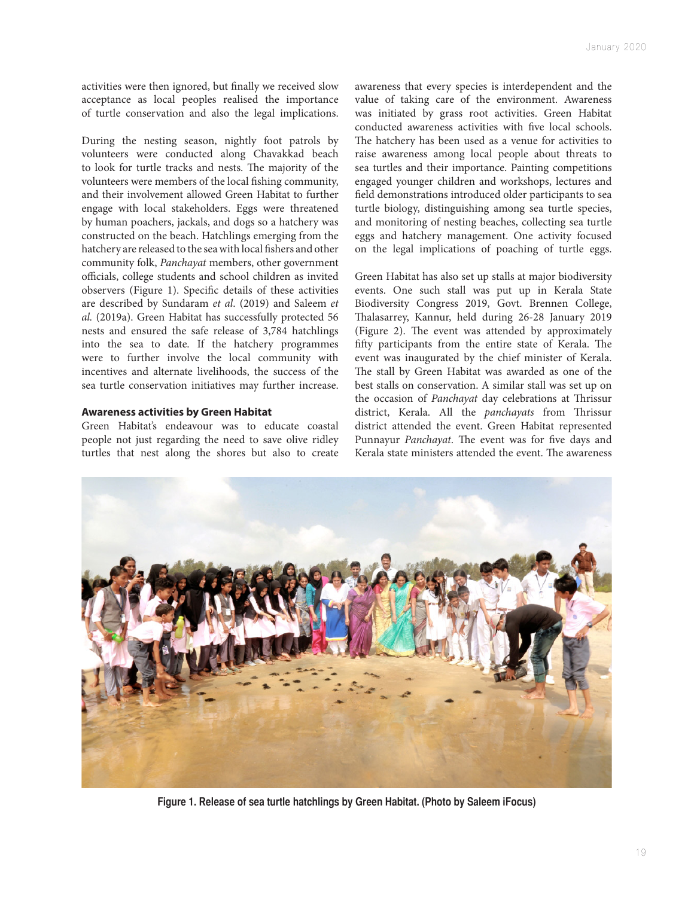activities were then ignored, but finally we received slow acceptance as local peoples realised the importance of turtle conservation and also the legal implications.

During the nesting season, nightly foot patrols by volunteers were conducted along Chavakkad beach to look for turtle tracks and nests. The majority of the volunteers were members of the local fishing community, and their involvement allowed Green Habitat to further engage with local stakeholders. Eggs were threatened by human poachers, jackals, and dogs so a hatchery was constructed on the beach. Hatchlings emerging from the hatchery are released to the sea with local fishers and other community folk, *Panchayat* members, other government officials, college students and school children as invited observers (Figure 1). Specific details of these activities are described by Sundaram *et al*. (2019) and Saleem *et al.* (2019a). Green Habitat has successfully protected 56 nests and ensured the safe release of 3,784 hatchlings into the sea to date. If the hatchery programmes were to further involve the local community with incentives and alternate livelihoods, the success of the sea turtle conservation initiatives may further increase.

**Awareness activities by Green Habitat**

Green Habitat's endeavour was to educate coastal people not just regarding the need to save olive ridley turtles that nest along the shores but also to create awareness that every species is interdependent and the value of taking care of the environment. Awareness was initiated by grass root activities. Green Habitat conducted awareness activities with five local schools. The hatchery has been used as a venue for activities to raise awareness among local people about threats to sea turtles and their importance. Painting competitions engaged younger children and workshops, lectures and field demonstrations introduced older participants to sea turtle biology, distinguishing among sea turtle species, and monitoring of nesting beaches, collecting sea turtle eggs and hatchery management. One activity focused on the legal implications of poaching of turtle eggs.

Green Habitat has also set up stalls at major biodiversity events. One such stall was put up in Kerala State Biodiversity Congress 2019, Govt. Brennen College, Thalasarrey, Kannur, held during 26-28 January 2019 (Figure 2). The event was attended by approximately fifty participants from the entire state of Kerala. The event was inaugurated by the chief minister of Kerala. The stall by Green Habitat was awarded as one of the best stalls on conservation. A similar stall was set up on the occasion of *Panchayat* day celebrations at Thrissur district, Kerala. All the *panchayats* from Thrissur district attended the event. Green Habitat represented Punnayur *Panchayat*. The event was for five days and Kerala state ministers attended the event. The awareness

**Figure 1. Release of sea turtle hatchlings by Green Habitat. (Photo by Saleem iFocus)**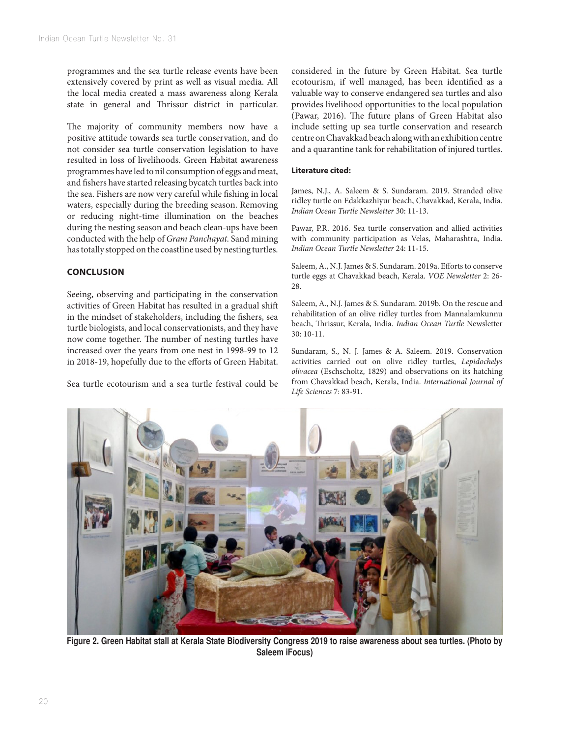programmes and the sea turtle release events have been extensively covered by print as well as visual media. All the local media created a mass awareness along Kerala state in general and Thrissur district in particular.

The majority of community members now have a positive attitude towards sea turtle conservation, and do not consider sea turtle conservation legislation to have resulted in loss of livelihoods. Green Habitat awareness programmes have led to nil consumption of eggs and meat, and fishers have started releasing bycatch turtles back into the sea. Fishers are now very careful while fishing in local waters, especially during the breeding season. Removing or reducing night-time illumination on the beaches during the nesting season and beach clean-ups have been conducted with the help of *Gram Panchayat*. Sand mining has totally stopped on the coastline used by nesting turtles.

## CONCLUSION

Seeing, observing and participating in the conservation activities of Green Habitat has resulted in a gradual shift in the mindset of stakeholders, including the fishers, sea turtle biologists, and local conservationists, and they have now come together. The number of nesting turtles have increased over the years from one nest in 1998-99 to 12 in 2018-19, hopefully due to the efforts of Green Habitat.

Sea turtle ecotourism and a sea turtle festival could be considered in the future by Green Habitat. Sea turtle ecotourism, if well managed, has been identified as a valuable way to conserve endangered sea turtles and also provides livelihood opportunities to the local population (Pawar, 2016). The future plans of Green Habitat also include setting up sea turtle conservation and research centre on Chavakkad beach along with an exhibition centre and a quarantine tank for rehabilitation of injured turtles.

**Literature cited:**

James, N.J., A. Saleem & S. Sundaram. 2019. Stranded olive ridley turtle on Edakkazhiyur beach, Chavakkad, Kerala, India. *Indian Ocean Turtle Newsletter* 30: 11-13.

Pawar, P.R. 2016. Sea turtle conservation and allied activities with community participation as Velas, Maharashtra, India. *Indian Ocean Turtle Newsletter* 24: 11-15.

Saleem, A., N.J. James & S. Sundaram. 2019a. Efforts to conserve turtle eggs at Chavakkad beach, Kerala. *VOE Newsletter* 2: 26-28.

Saleem, A., N.J. James & S. Sundaram. 2019b. On the rescue and rehabilitation of an olive ridley turtles from Mannalamkunnu beach, Thrissur, Kerala, India. *Indian Ocean Turtle* Newsletter 30: 10-11.

Sundaram, S., N. J. James & A. Saleem. 2019. Conservation activities carried out on olive ridley turtles, *Lepidochelys olivacea* (Eschscholtz, 1829) and observations on its hatching from Chavakkad beach, Kerala, India. *International Journal of Life Sciences* 7: 83-91.

**Figure 2. Green Habitat stall at Kerala State Biodiversity Congress 2019 to raise awareness about sea turtles. (Photo by Saleem iFocus)**